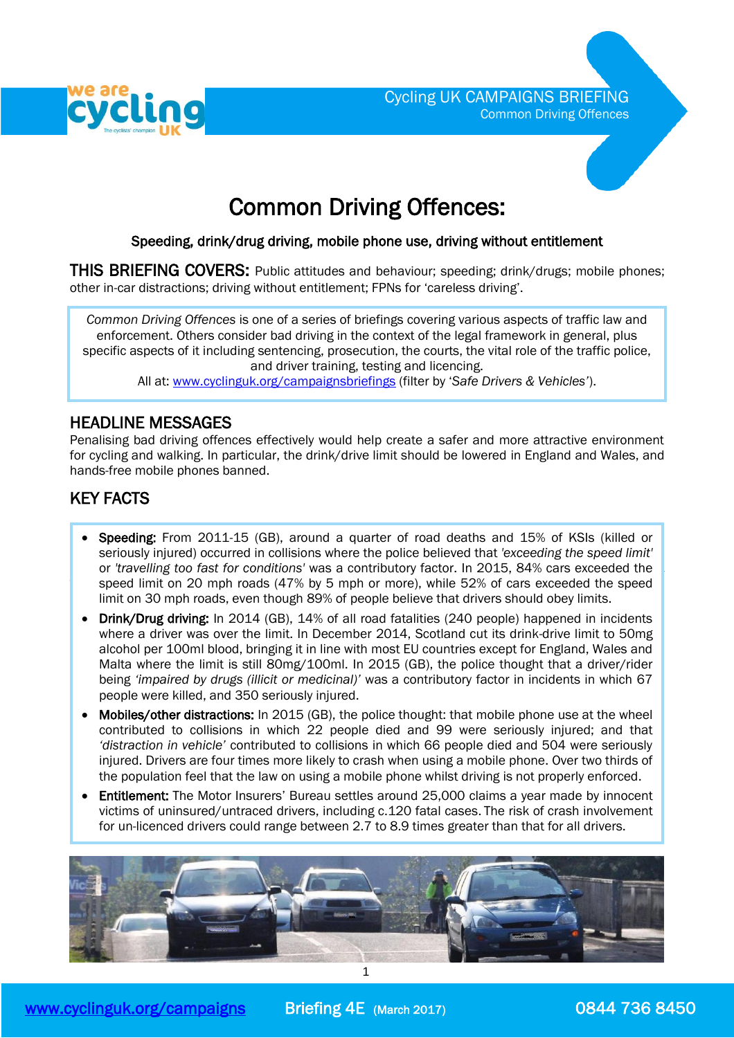# Common Driving Offences:

**Speeding, drink/drug driving, mobile phone use, driving without entitlement**

**THIS BRIEFING COVERS:** Public attitudes and behaviour; speeding; drink/drugs; mobile phones; other in-car distractions; driving without entitlement; FPNs for 'careless driving'.

> *Common Driving Offences* is one of a series of briefings covering various aspects of traffic law and enforcement. Others consider bad driving in the context of the legal framework in general, plus specific aspects of it including sentencing, prosecution, the courts, the vital role of the traffic police, and driver training, testing and licencing.
> All at: [www.cyclinguk.org/campaignsbriefings](http://www.cyclinguk.org/campaignsbriefings) (filter by '*Safe Drivers & Vehicles*').

## HEADLINE MESSAGES

Penalising bad driving offences effectively would help create a safer and more attractive environment for cycling and walking. In particular, the drink/drive limit should be lowered in England and Wales, and hands-free mobile phones banned.

## KEY FACTS

- **Speeding:** From 2011-15 (GB), around a quarter of road deaths and 15% of KSIs (killed or seriously injured) occurred in collisions where the police believed that *'exceeding the speed limit'* or *'travelling too fast for conditions'* was a contributory factor. In 2015, 84% cars exceeded the speed limit on 20 mph roads (47% by 5 mph or more), while 52% of cars exceeded the speed limit on 30 mph roads, even though 89% of people believe that drivers should obey limits.
- **Drink/Drug driving:** In 2014 (GB), 14% of all road fatalities (240 people) happened in incidents where a driver was over the limit. In December 2014, Scotland cut its drink-drive limit to 50mg alcohol per 100ml blood, bringing it in line with most EU countries except for England, Wales and Malta where the limit is still 80mg/100ml. In 2015 (GB), the police thought that a driver/rider being *'impaired by drugs (illicit or medicinal)'* was a contributory factor in incidents in which 67 people were killed, and 350 seriously injured.
- **Mobiles/other distractions:** In 2015 (GB), the police thought: that mobile phone use at the wheel contributed to collisions in which 22 people died and 99 were seriously injured; and that *'distraction in vehicle'* contributed to collisions in which 66 people died and 504 were seriously injured. Drivers are four times more likely to crash when using a mobile phone. Over two thirds of the population feel that the law on using a mobile phone whilst driving is not properly enforced.
- **Entitlement:** The Motor Insurers' Bureau settles around 25,000 claims a year made by innocent victims of uninsured/untraced drivers, including c.120 fatal cases. The risk of crash involvement for un-licenced drivers could range between 2.7 to 8.9 times greater than that for all drivers.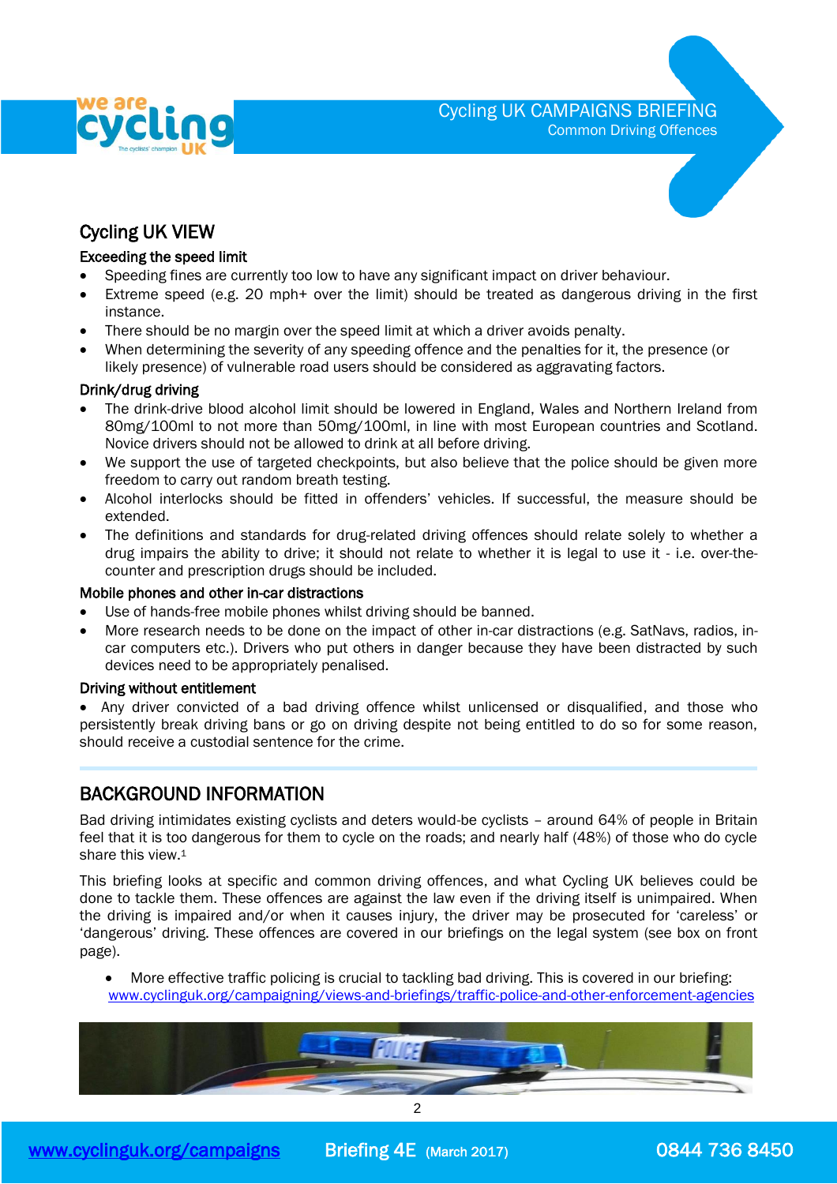## Cycling UK VIEW

### Exceeding the speed limit

- Speeding fines are currently too low to have any significant impact on driver behaviour.
- Extreme speed (e.g. 20 mph+ over the limit) should be treated as dangerous driving in the first instance.
- There should be no margin over the speed limit at which a driver avoids penalty.
- When determining the severity of any speeding offence and the penalties for it, the presence (or likely presence) of vulnerable road users should be considered as aggravating factors.

### Drink/drug driving

- The drink-drive blood alcohol limit should be lowered in England, Wales and Northern Ireland from 80mg/100ml to not more than 50mg/100ml, in line with most European countries and Scotland. Novice drivers should not be allowed to drink at all before driving.
- We support the use of targeted checkpoints, but also believe that the police should be given more freedom to carry out random breath testing.
- Alcohol interlocks should be fitted in offenders' vehicles. If successful, the measure should be extended.
- The definitions and standards for drug-related driving offences should relate solely to whether a drug impairs the ability to drive; it should not relate to whether it is legal to use it - i.e. over-the-counter and prescription drugs should be included.

### Mobile phones and other in-car distractions

- Use of hands-free mobile phones whilst driving should be banned.
- More research needs to be done on the impact of other in-car distractions (e.g. SatNavs, radios, in-car computers etc.). Drivers who put others in danger because they have been distracted by such devices need to be appropriately penalised.

### Driving without entitlement

- Any driver convicted of a bad driving offence whilst unlicensed or disqualified, and those who persistently break driving bans or go on driving despite not being entitled to do so for some reason, should receive a custodial sentence for the crime.

## BACKGROUND INFORMATION

Bad driving intimidates existing cyclists and deters would-be cyclists – around 64% of people in Britain feel that it is too dangerous for them to cycle on the roads; and nearly half (48%) of those who do cycle share this view.[1]

This briefing looks at specific and common driving offences, and what Cycling UK believes could be done to tackle them. These offences are against the law even if the driving itself is unimpaired. When the driving is impaired and/or when it causes injury, the driver may be prosecuted for 'careless' or 'dangerous' driving. These offences are covered in our briefings on the legal system (see box on front page).

- More effective traffic policing is crucial to tackling bad driving. This is covered in our briefing: www.cyclinguk.org/campaigning/views-and-briefings/traffic-police-and-other-enforcement-agencies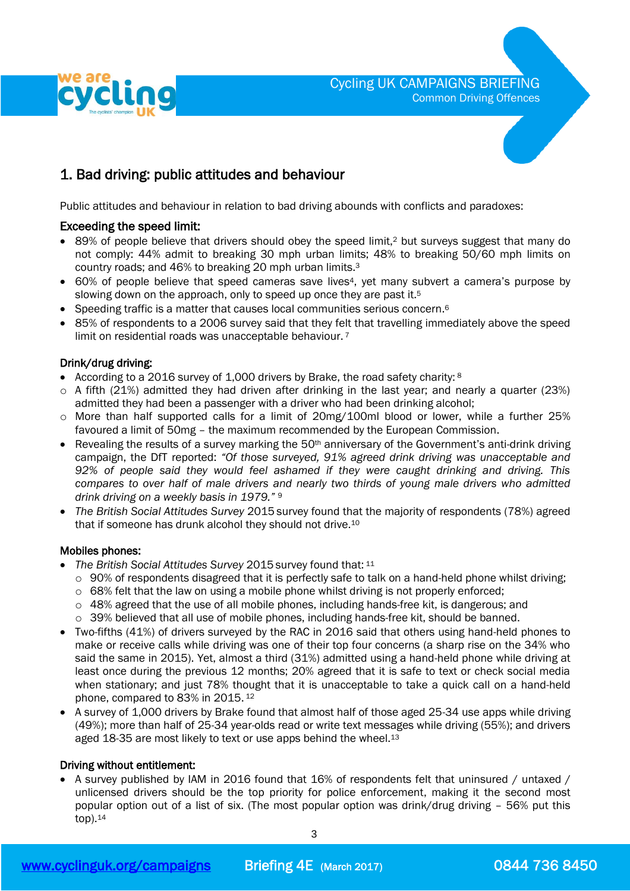## 1. Bad driving: public attitudes and behaviour

Public attitudes and behaviour in relation to bad driving abounds with conflicts and paradoxes:

### Exceeding the speed limit:

- 89% of people believe that drivers should obey the speed limit,[2] but surveys suggest that many do not comply: 44% admit to breaking 30 mph urban limits; 48% to breaking 50/60 mph limits on country roads; and 46% to breaking 20 mph urban limits.[3]
- 60% of people believe that speed cameras save lives[4], yet many subvert a camera's purpose by slowing down on the approach, only to speed up once they are past it.[5]
- Speeding traffic is a matter that causes local communities serious concern.[6]
- 85% of respondents to a 2006 survey said that they felt that travelling immediately above the speed limit on residential roads was unacceptable behaviour.[7]

### Drink/drug driving:

- According to a 2016 survey of 1,000 drivers by Brake, the road safety charity: [8]
  - A fifth (21%) admitted they had driven after drinking in the last year; and nearly a quarter (23%) admitted they had been a passenger with a driver who had been drinking alcohol;
  - More than half supported calls for a limit of 20mg/100ml blood or lower, while a further 25% favoured a limit of 50mg – the maximum recommended by the European Commission.
- Revealing the results of a survey marking the 50th anniversary of the Government's anti-drink driving campaign, the DfT reported: *"Of those surveyed, 91% agreed drink driving was unacceptable and 92% of people said they would feel ashamed if they were caught drinking and driving. This compares to over half of male drivers and nearly two thirds of young male drivers who admitted drink driving on a weekly basis in 1979."* [9]
- *The British Social Attitudes Survey* 2015 survey found that the majority of respondents (78%) agreed that if someone has drunk alcohol they should not drive.[10]

### Mobiles phones:

- *The British Social Attitudes Survey* 2015 survey found that: [11]
  - 90% of respondents disagreed that it is perfectly safe to talk on a hand-held phone whilst driving;
  - 68% felt that the law on using a mobile phone whilst driving is not properly enforced;
  - 48% agreed that the use of all mobile phones, including hands-free kit, is dangerous; and
  - 39% believed that all use of mobile phones, including hands-free kit, should be banned.
- Two-fifths (41%) of drivers surveyed by the RAC in 2016 said that others using hand-held phones to make or receive calls while driving was one of their top four concerns (a sharp rise on the 34% who said the same in 2015). Yet, almost a third (31%) admitted using a hand-held phone while driving at least once during the previous 12 months; 20% agreed that it is safe to text or check social media when stationary; and just 78% thought that it is unacceptable to take a quick call on a hand-held phone, compared to 83% in 2015. [12]
- A survey of 1,000 drivers by Brake found that almost half of those aged 25-34 use apps while driving (49%); more than half of 25-34 year-olds read or write text messages while driving (55%); and drivers aged 18-35 are most likely to text or use apps behind the wheel.[13]

### Driving without entitlement:

- A survey published by IAM in 2016 found that 16% of respondents felt that uninsured / untaxed / unlicensed drivers should be the top priority for police enforcement, making it the second most popular option out of a list of six. (The most popular option was drink/drug driving – 56% put this top).[14]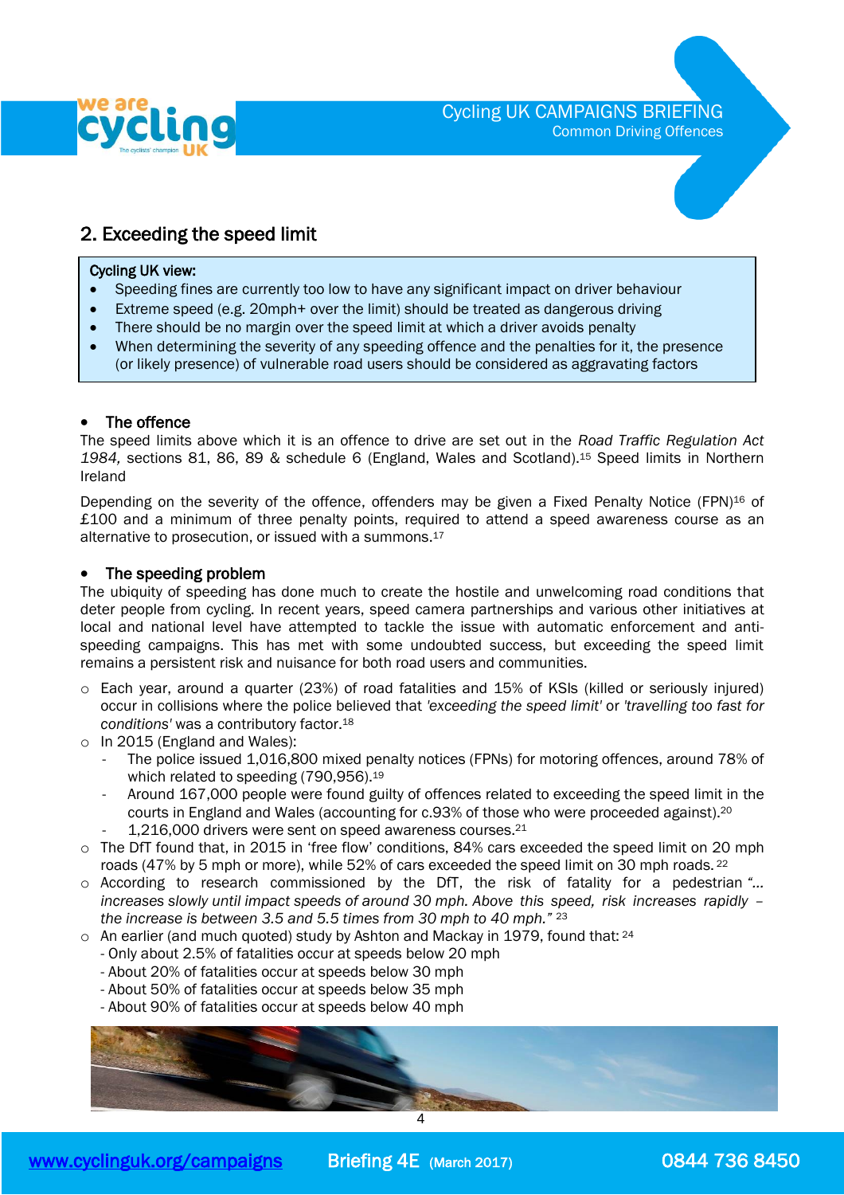## 2. Exceeding the speed limit

> **Cycling UK view:**
> - Speeding fines are currently too low to have any significant impact on driver behaviour
> - Extreme speed (e.g. 20mph+ over the limit) should be treated as dangerous driving
> - There should be no margin over the speed limit at which a driver avoids penalty
> - When determining the severity of any speeding offence and the penalties for it, the presence (or likely presence) of vulnerable road users should be considered as aggravating factors

- **The offence**

The speed limits above which it is an offence to drive are set out in the *Road Traffic Regulation Act 1984,* sections 81, 86, 89 & schedule 6 (England, Wales and Scotland).[15] Speed limits in Northern Ireland

Depending on the severity of the offence, offenders may be given a Fixed Penalty Notice (FPN)[16] of £100 and a minimum of three penalty points, required to attend a speed awareness course as an alternative to prosecution, or issued with a summons.[17]

- **The speeding problem**

The ubiquity of speeding has done much to create the hostile and unwelcoming road conditions that deter people from cycling. In recent years, speed camera partnerships and various other initiatives at local and national level have attempted to tackle the issue with automatic enforcement and anti-speeding campaigns. This has met with some undoubted success, but exceeding the speed limit remains a persistent risk and nuisance for both road users and communities.

- Each year, around a quarter (23%) of road fatalities and 15% of KSIs (killed or seriously injured) occur in collisions where the police believed that *'exceeding the speed limit'* or *'travelling too fast for conditions'* was a contributory factor.[18]
- In 2015 (England and Wales):
  - The police issued 1,016,800 mixed penalty notices (FPNs) for motoring offences, around 78% of which related to speeding (790,956).[19]
  - Around 167,000 people were found guilty of offences related to exceeding the speed limit in the courts in England and Wales (accounting for c.93% of those who were proceeded against).[20]
  - 1,216,000 drivers were sent on speed awareness courses.[21]
- The DfT found that, in 2015 in 'free flow' conditions, 84% cars exceeded the speed limit on 20 mph roads (47% by 5 mph or more), while 52% of cars exceeded the speed limit on 30 mph roads.[22]
- According to research commissioned by the DfT, the risk of fatality for a pedestrian *"… increases slowly until impact speeds of around 30 mph. Above this speed, risk increases rapidly – the increase is between 3.5 and 5.5 times from 30 mph to 40 mph."* [23]
- An earlier (and much quoted) study by Ashton and Mackay in 1979, found that: [24]
  - Only about 2.5% of fatalities occur at speeds below 20 mph
  - About 20% of fatalities occur at speeds below 30 mph
  - About 50% of fatalities occur at speeds below 35 mph
  - About 90% of fatalities occur at speeds below 40 mph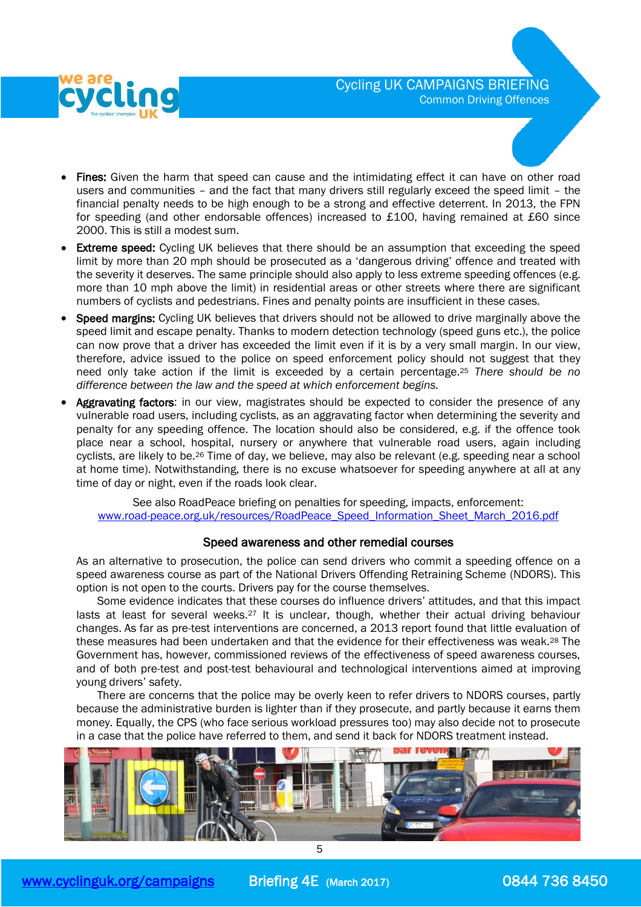- **Fines:** Given the harm that speed can cause and the intimidating effect it can have on other road users and communities – and the fact that many drivers still regularly exceed the speed limit – the financial penalty needs to be high enough to be a strong and effective deterrent. In 2013, the FPN for speeding (and other endorsable offences) increased to £100, having remained at £60 since 2000. This is still a modest sum.
- **Extreme speed:** Cycling UK believes that there should be an assumption that exceeding the speed limit by more than 20 mph should be prosecuted as a 'dangerous driving' offence and treated with the severity it deserves. The same principle should also apply to less extreme speeding offences (e.g. more than 10 mph above the limit) in residential areas or other streets where there are significant numbers of cyclists and pedestrians. Fines and penalty points are insufficient in these cases.
- **Speed margins:** Cycling UK believes that drivers should not be allowed to drive marginally above the speed limit and escape penalty. Thanks to modern detection technology (speed guns etc.), the police can now prove that a driver has exceeded the limit even if it is by a very small margin. In our view, therefore, advice issued to the police on speed enforcement policy should not suggest that they need only take action if the limit is exceeded by a certain percentage.[25] *There should be no difference between the law and the speed at which enforcement begins.*
- **Aggravating factors**: in our view, magistrates should be expected to consider the presence of any vulnerable road users, including cyclists, as an aggravating factor when determining the severity and penalty for any speeding offence. The location should also be considered, e.g. if the offence took place near a school, hospital, nursery or anywhere that vulnerable road users, again including cyclists, are likely to be.[26] Time of day, we believe, may also be relevant (e.g. speeding near a school at home time). Notwithstanding, there is no excuse whatsoever for speeding anywhere at all at any time of day or night, even if the roads look clear.

See also RoadPeace briefing on penalties for speeding, impacts, enforcement: www.road-peace.org.uk/resources/RoadPeace_Speed_Information_Sheet_March_2016.pdf

## Speed awareness and other remedial courses

As an alternative to prosecution, the police can send drivers who commit a speeding offence on a speed awareness course as part of the National Drivers Offending Retraining Scheme (NDORS). This option is not open to the courts. Drivers pay for the course themselves.

Some evidence indicates that these courses do influence drivers' attitudes, and that this impact lasts at least for several weeks.[27] It is unclear, though, whether their actual driving behaviour changes. As far as pre-test interventions are concerned, a 2013 report found that little evaluation of these measures had been undertaken and that the evidence for their effectiveness was weak.[28] The Government has, however, commissioned reviews of the effectiveness of speed awareness courses, and of both pre-test and post-test behavioural and technological interventions aimed at improving young drivers' safety.

There are concerns that the police may be overly keen to refer drivers to NDORS courses, partly because the administrative burden is lighter than if they prosecute, and partly because it earns them money. Equally, the CPS (who face serious workload pressures too) may also decide not to prosecute in a case that the police have referred to them, and send it back for NDORS treatment instead.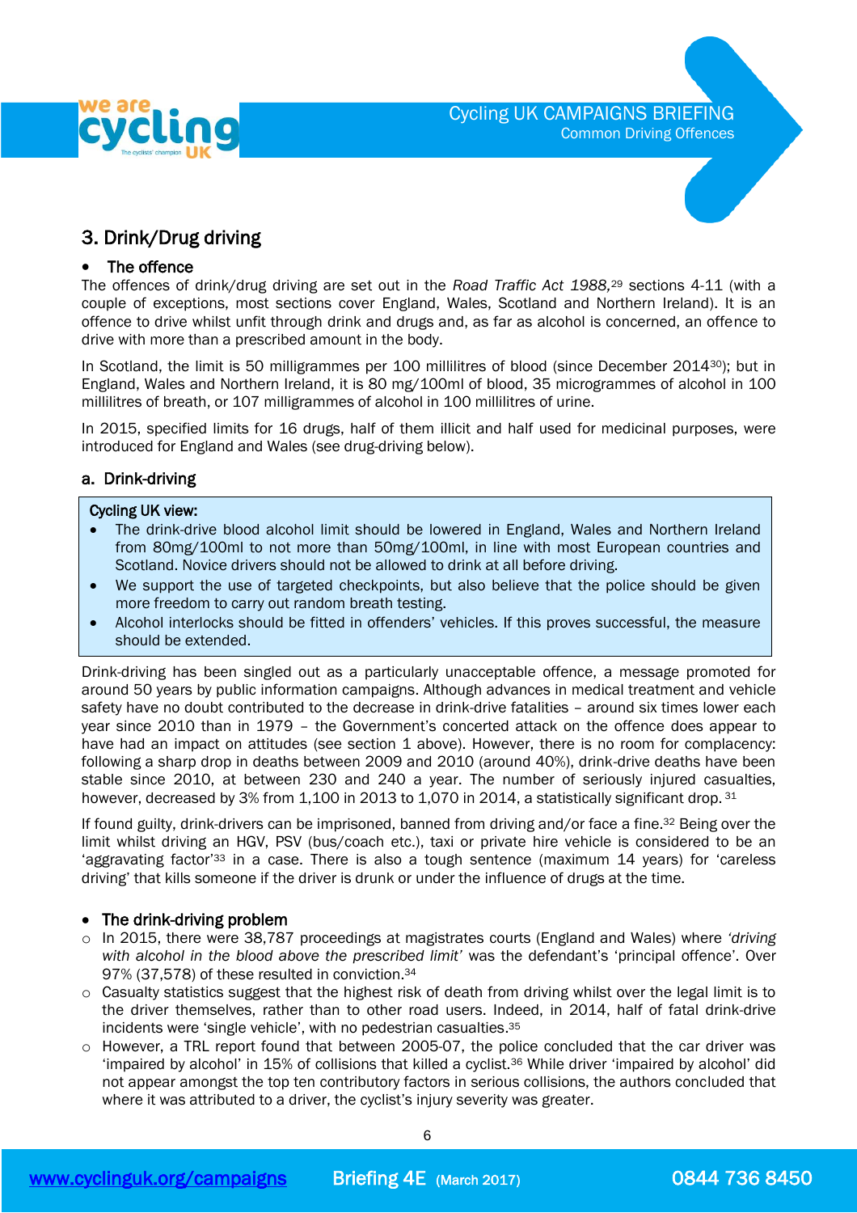## 3. Drink/Drug driving

- **The offence**

The offences of drink/drug driving are set out in the *Road Traffic Act 1988,*[29] sections 4-11 (with a couple of exceptions, most sections cover England, Wales, Scotland and Northern Ireland). It is an offence to drive whilst unfit through drink and drugs and, as far as alcohol is concerned, an offence to drive with more than a prescribed amount in the body.

In Scotland, the limit is 50 milligrammes per 100 millilitres of blood (since December 2014[30]); but in England, Wales and Northern Ireland, it is 80 mg/100ml of blood, 35 microgrammes of alcohol in 100 millilitres of breath, or 107 milligrammes of alcohol in 100 millilitres of urine.

In 2015, specified limits for 16 drugs, half of them illicit and half used for medicinal purposes, were introduced for England and Wales (see drug-driving below).

### a. Drink-driving

> **Cycling UK view:**
> - The drink-drive blood alcohol limit should be lowered in England, Wales and Northern Ireland from 80mg/100ml to not more than 50mg/100ml, in line with most European countries and Scotland. Novice drivers should not be allowed to drink at all before driving.
> - We support the use of targeted checkpoints, but also believe that the police should be given more freedom to carry out random breath testing.
> - Alcohol interlocks should be fitted in offenders' vehicles. If this proves successful, the measure should be extended.

Drink-driving has been singled out as a particularly unacceptable offence, a message promoted for around 50 years by public information campaigns. Although advances in medical treatment and vehicle safety have no doubt contributed to the decrease in drink-drive fatalities – around six times lower each year since 2010 than in 1979 – the Government's concerted attack on the offence does appear to have had an impact on attitudes (see section 1 above). However, there is no room for complacency: following a sharp drop in deaths between 2009 and 2010 (around 40%), drink-drive deaths have been stable since 2010, at between 230 and 240 a year. The number of seriously injured casualties, however, decreased by 3% from 1,100 in 2013 to 1,070 in 2014, a statistically significant drop.[31]

If found guilty, drink-drivers can be imprisoned, banned from driving and/or face a fine.[32] Being over the limit whilst driving an HGV, PSV (bus/coach etc.), taxi or private hire vehicle is considered to be an 'aggravating factor'[33] in a case. There is also a tough sentence (maximum 14 years) for 'careless driving' that kills someone if the driver is drunk or under the influence of drugs at the time.

- **The drink-driving problem**
  - In 2015, there were 38,787 proceedings at magistrates courts (England and Wales) where *'driving with alcohol in the blood above the prescribed limit'* was the defendant's 'principal offence'. Over 97% (37,578) of these resulted in conviction.[34]
  - Casualty statistics suggest that the highest risk of death from driving whilst over the legal limit is to the driver themselves, rather than to other road users. Indeed, in 2014, half of fatal drink-drive incidents were 'single vehicle', with no pedestrian casualties.[35]
  - However, a TRL report found that between 2005-07, the police concluded that the car driver was 'impaired by alcohol' in 15% of collisions that killed a cyclist.[36] While driver 'impaired by alcohol' did not appear amongst the top ten contributory factors in serious collisions, the authors concluded that where it was attributed to a driver, the cyclist's injury severity was greater.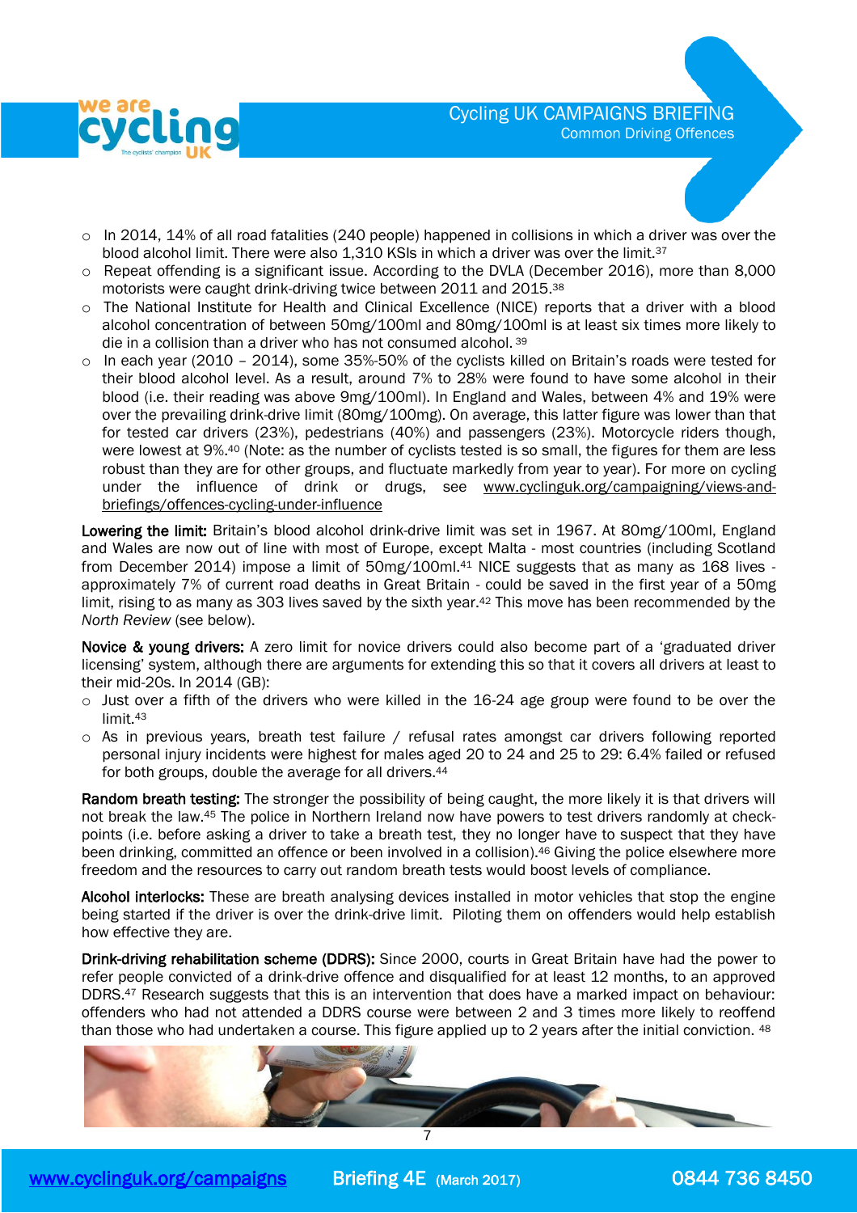- In 2014, 14% of all road fatalities (240 people) happened in collisions in which a driver was over the blood alcohol limit. There were also 1,310 KSIs in which a driver was over the limit.[37]
- Repeat offending is a significant issue. According to the DVLA (December 2016), more than 8,000 motorists were caught drink-driving twice between 2011 and 2015.[38]
- The National Institute for Health and Clinical Excellence (NICE) reports that a driver with a blood alcohol concentration of between 50mg/100ml and 80mg/100ml is at least six times more likely to die in a collision than a driver who has not consumed alcohol.[39]
- In each year (2010 – 2014), some 35%-50% of the cyclists killed on Britain's roads were tested for their blood alcohol level. As a result, around 7% to 28% were found to have some alcohol in their blood (i.e. their reading was above 9mg/100ml). In England and Wales, between 4% and 19% were over the prevailing drink-drive limit (80mg/100mg). On average, this latter figure was lower than that for tested car drivers (23%), pedestrians (40%) and passengers (23%). Motorcycle riders though, were lowest at 9%.[40] (Note: as the number of cyclists tested is so small, the figures for them are less robust than they are for other groups, and fluctuate markedly from year to year). For more on cycling under the influence of drink or drugs, see www.cyclinguk.org/campaigning/views-and-briefings/offences-cycling-under-influence

**Lowering the limit:** Britain's blood alcohol drink-drive limit was set in 1967. At 80mg/100ml, England and Wales are now out of line with most of Europe, except Malta - most countries (including Scotland from December 2014) impose a limit of 50mg/100ml.[41] NICE suggests that as many as 168 lives - approximately 7% of current road deaths in Great Britain - could be saved in the first year of a 50mg limit, rising to as many as 303 lives saved by the sixth year.[42] This move has been recommended by the *North Review* (see below).

**Novice & young drivers:** A zero limit for novice drivers could also become part of a 'graduated driver licensing' system, although there are arguments for extending this so that it covers all drivers at least to their mid-20s. In 2014 (GB):

- Just over a fifth of the drivers who were killed in the 16-24 age group were found to be over the limit.[43]
- As in previous years, breath test failure / refusal rates amongst car drivers following reported personal injury incidents were highest for males aged 20 to 24 and 25 to 29: 6.4% failed or refused for both groups, double the average for all drivers.[44]

**Random breath testing:** The stronger the possibility of being caught, the more likely it is that drivers will not break the law.[45] The police in Northern Ireland now have powers to test drivers randomly at check-points (i.e. before asking a driver to take a breath test, they no longer have to suspect that they have been drinking, committed an offence or been involved in a collision).[46] Giving the police elsewhere more freedom and the resources to carry out random breath tests would boost levels of compliance.

**Alcohol interlocks:** These are breath analysing devices installed in motor vehicles that stop the engine being started if the driver is over the drink-drive limit. Piloting them on offenders would help establish how effective they are.

**Drink-driving rehabilitation scheme (DDRS):** Since 2000, courts in Great Britain have had the power to refer people convicted of a drink-drive offence and disqualified for at least 12 months, to an approved DDRS.[47] Research suggests that this is an intervention that does have a marked impact on behaviour: offenders who had not attended a DDRS course were between 2 and 3 times more likely to reoffend than those who had undertaken a course. This figure applied up to 2 years after the initial conviction.[48]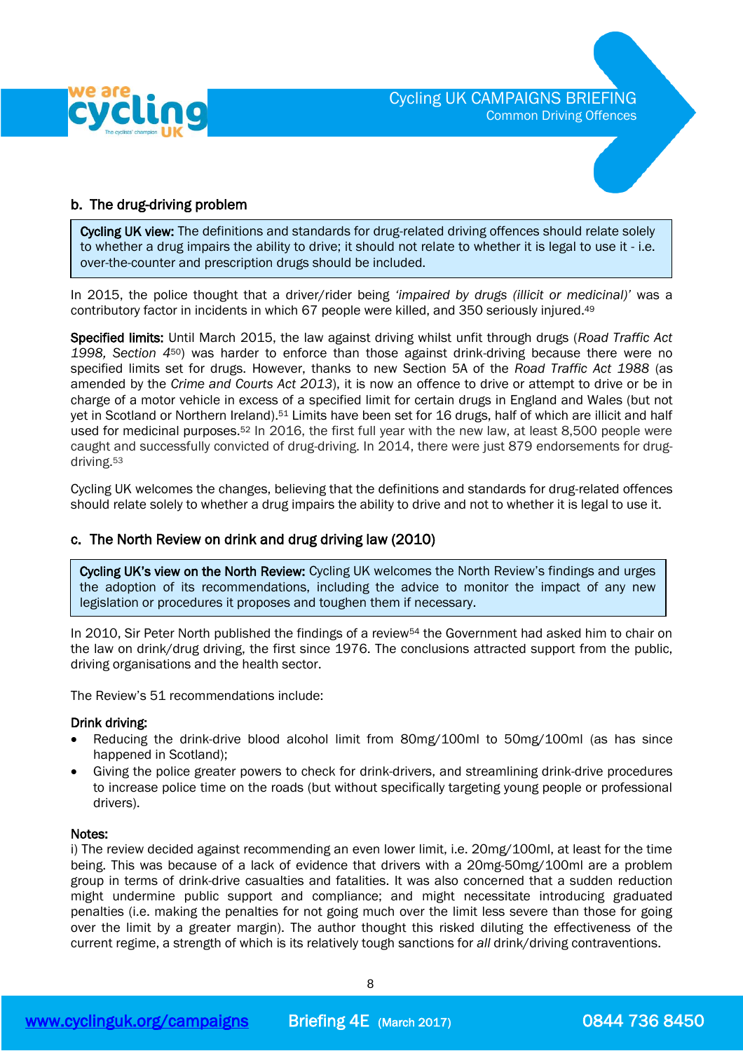### b. The drug-driving problem

> **Cycling UK view:** The definitions and standards for drug-related driving offences should relate solely to whether a drug impairs the ability to drive; it should not relate to whether it is legal to use it - i.e. over-the-counter and prescription drugs should be included.

In 2015, the police thought that a driver/rider being *'impaired by drugs (illicit or medicinal)'* was a contributory factor in incidents in which 67 people were killed, and 350 seriously injured.[49]

**Specified limits:** Until March 2015, the law against driving whilst unfit through drugs (*Road Traffic Act 1998, Section 4*[50]) was harder to enforce than those against drink-driving because there were no specified limits set for drugs. However, thanks to new Section 5A of the *Road Traffic Act 1988* (as amended by the *Crime and Courts Act 2013*), it is now an offence to drive or attempt to drive or be in charge of a motor vehicle in excess of a specified limit for certain drugs in England and Wales (but not yet in Scotland or Northern Ireland).[51] Limits have been set for 16 drugs, half of which are illicit and half used for medicinal purposes.[52] In 2016, the first full year with the new law, at least 8,500 people were caught and successfully convicted of drug-driving. In 2014, there were just 879 endorsements for drug-driving.[53]

Cycling UK welcomes the changes, believing that the definitions and standards for drug-related offences should relate solely to whether a drug impairs the ability to drive and not to whether it is legal to use it.

### c. The North Review on drink and drug driving law (2010)

> **Cycling UK's view on the North Review:** Cycling UK welcomes the North Review's findings and urges the adoption of its recommendations, including the advice to monitor the impact of any new legislation or procedures it proposes and toughen them if necessary.

In 2010, Sir Peter North published the findings of a review[54] the Government had asked him to chair on the law on drink/drug driving, the first since 1976. The conclusions attracted support from the public, driving organisations and the health sector.

The Review's 51 recommendations include:

**Drink driving:**

- Reducing the drink-drive blood alcohol limit from 80mg/100ml to 50mg/100ml (as has since happened in Scotland);
- Giving the police greater powers to check for drink-drivers, and streamlining drink-drive procedures to increase police time on the roads (but without specifically targeting young people or professional drivers).

**Notes:**

i) The review decided against recommending an even lower limit, i.e. 20mg/100ml, at least for the time being. This was because of a lack of evidence that drivers with a 20mg-50mg/100ml are a problem group in terms of drink-drive casualties and fatalities. It was also concerned that a sudden reduction might undermine public support and compliance; and might necessitate introducing graduated penalties (i.e. making the penalties for not going much over the limit less severe than those for going over the limit by a greater margin). The author thought this risked diluting the effectiveness of the current regime, a strength of which is its relatively tough sanctions for *all* drink/driving contraventions.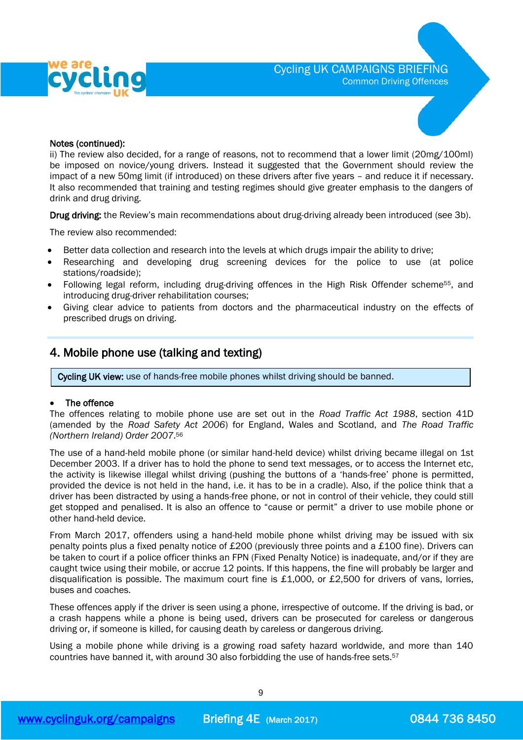**Notes (continued):**
ii) The review also decided, for a range of reasons, not to recommend that a lower limit (20mg/100ml) be imposed on novice/young drivers. Instead it suggested that the Government should review the impact of a new 50mg limit (if introduced) on these drivers after five years – and reduce it if necessary. It also recommended that training and testing regimes should give greater emphasis to the dangers of drink and drug driving.

**Drug driving:** the Review's main recommendations about drug-driving already been introduced (see 3b).

The review also recommended:

- Better data collection and research into the levels at which drugs impair the ability to drive;
- Researching and developing drug screening devices for the police to use (at police stations/roadside);
- Following legal reform, including drug-driving offences in the High Risk Offender scheme[55], and introducing drug-driver rehabilitation courses;
- Giving clear advice to patients from doctors and the pharmaceutical industry on the effects of prescribed drugs on driving.

## 4. Mobile phone use (talking and texting)

**Cycling UK view:** use of hands-free mobile phones whilst driving should be banned.

- **The offence**

The offences relating to mobile phone use are set out in the *Road Traffic Act 1988*, section 41D (amended by the *Road Safety Act 2006*) for England, Wales and Scotland, and *The Road Traffic (Northern Ireland) Order 2007*.[56]

The use of a hand-held mobile phone (or similar hand-held device) whilst driving became illegal on 1st December 2003. If a driver has to hold the phone to send text messages, or to access the Internet etc, the activity is likewise illegal whilst driving (pushing the buttons of a 'hands-free' phone is permitted, provided the device is not held in the hand, i.e. it has to be in a cradle). Also, if the police think that a driver has been distracted by using a hands-free phone, or not in control of their vehicle, they could still get stopped and penalised. It is also an offence to "cause or permit" a driver to use mobile phone or other hand-held device.

From March 2017, offenders using a hand-held mobile phone whilst driving may be issued with six penalty points plus a fixed penalty notice of £200 (previously three points and a £100 fine). Drivers can be taken to court if a police officer thinks an FPN (Fixed Penalty Notice) is inadequate, and/or if they are caught twice using their mobile, or accrue 12 points. If this happens, the fine will probably be larger and disqualification is possible. The maximum court fine is £1,000, or £2,500 for drivers of vans, lorries, buses and coaches.

These offences apply if the driver is seen using a phone, irrespective of outcome. If the driving is bad, or a crash happens while a phone is being used, drivers can be prosecuted for careless or dangerous driving or, if someone is killed, for causing death by careless or dangerous driving.

Using a mobile phone while driving is a growing road safety hazard worldwide, and more than 140 countries have banned it, with around 30 also forbidding the use of hands-free sets.[57]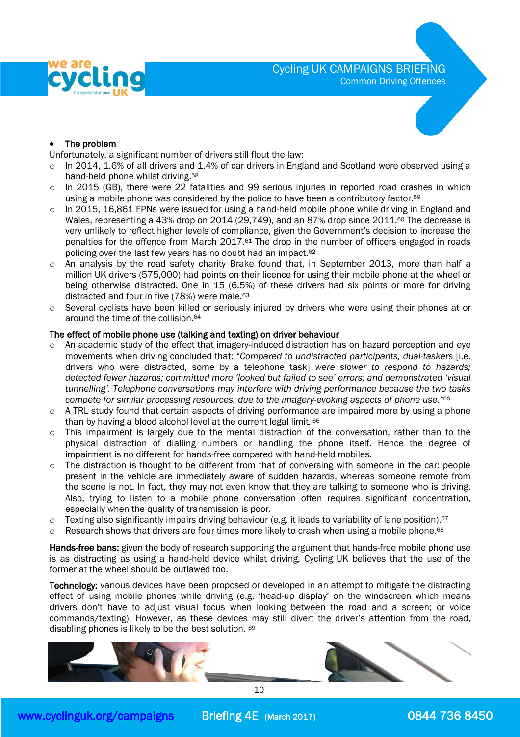- **The problem**

Unfortunately, a significant number of drivers still flout the law:

- In 2014, 1.6% of all drivers and 1.4% of car drivers in England and Scotland were observed using a hand-held phone whilst driving.[58]
- In 2015 (GB), there were 22 fatalities and 99 serious injuries in reported road crashes in which using a mobile phone was considered by the police to have been a contributory factor.[59]
- In 2015, 16,861 FPNs were issued for using a hand-held mobile phone while driving in England and Wales, representing a 43% drop on 2014 (29,749), and an 87% drop since 2011.[60] The decrease is very unlikely to reflect higher levels of compliance, given the Government's decision to increase the penalties for the offence from March 2017.[61] The drop in the number of officers engaged in roads policing over the last few years has no doubt had an impact.[62]
- An analysis by the road safety charity Brake found that, in September 2013, more than half a million UK drivers (575,000) had points on their licence for using their mobile phone at the wheel or being otherwise distracted. One in 15 (6.5%) of these drivers had six points or more for driving distracted and four in five (78%) were male.[63]
- Several cyclists have been killed or seriously injured by drivers who were using their phones at or around the time of the collision.[64]

**The effect of mobile phone use (talking and texting) on driver behaviour**

- An academic study of the effect that imagery-induced distraction has on hazard perception and eye movements when driving concluded that: *"Compared to undistracted participants, dual-taskers* [i.e. drivers who were distracted, some by a telephone task] *were slower to respond to hazards; detected fewer hazards; committed more 'looked but failed to see' errors; and demonstrated 'visual tunnelling'. Telephone conversations may interfere with driving performance because the two tasks compete for similar processing resources, due to the imagery-evoking aspects of phone use."*[65]
- A TRL study found that certain aspects of driving performance are impaired more by using a phone than by having a blood alcohol level at the current legal limit.[66]
- This impairment is largely due to the mental distraction of the conversation, rather than to the physical distraction of dialling numbers or handling the phone itself. Hence the degree of impairment is no different for hands-free compared with hand-held mobiles.
- The distraction is thought to be different from that of conversing with someone in the car: people present in the vehicle are immediately aware of sudden hazards, whereas someone remote from the scene is not. In fact, they may not even know that they are talking to someone who is driving. Also, trying to listen to a mobile phone conversation often requires significant concentration, especially when the quality of transmission is poor.
- Texting also significantly impairs driving behaviour (e.g. it leads to variability of lane position).[67]
- Research shows that drivers are four times more likely to crash when using a mobile phone.[68]

**Hands-free bans:** given the body of research supporting the argument that hands-free mobile phone use is as distracting as using a hand-held device whilst driving, Cycling UK believes that the use of the former at the wheel should be outlawed too.

**Technology:** various devices have been proposed or developed in an attempt to mitigate the distracting effect of using mobile phones while driving (e.g. 'head-up display' on the windscreen which means drivers don't have to adjust visual focus when looking between the road and a screen; or voice commands/texting). However, as these devices may still divert the driver's attention from the road, disabling phones is likely to be the best solution.[69]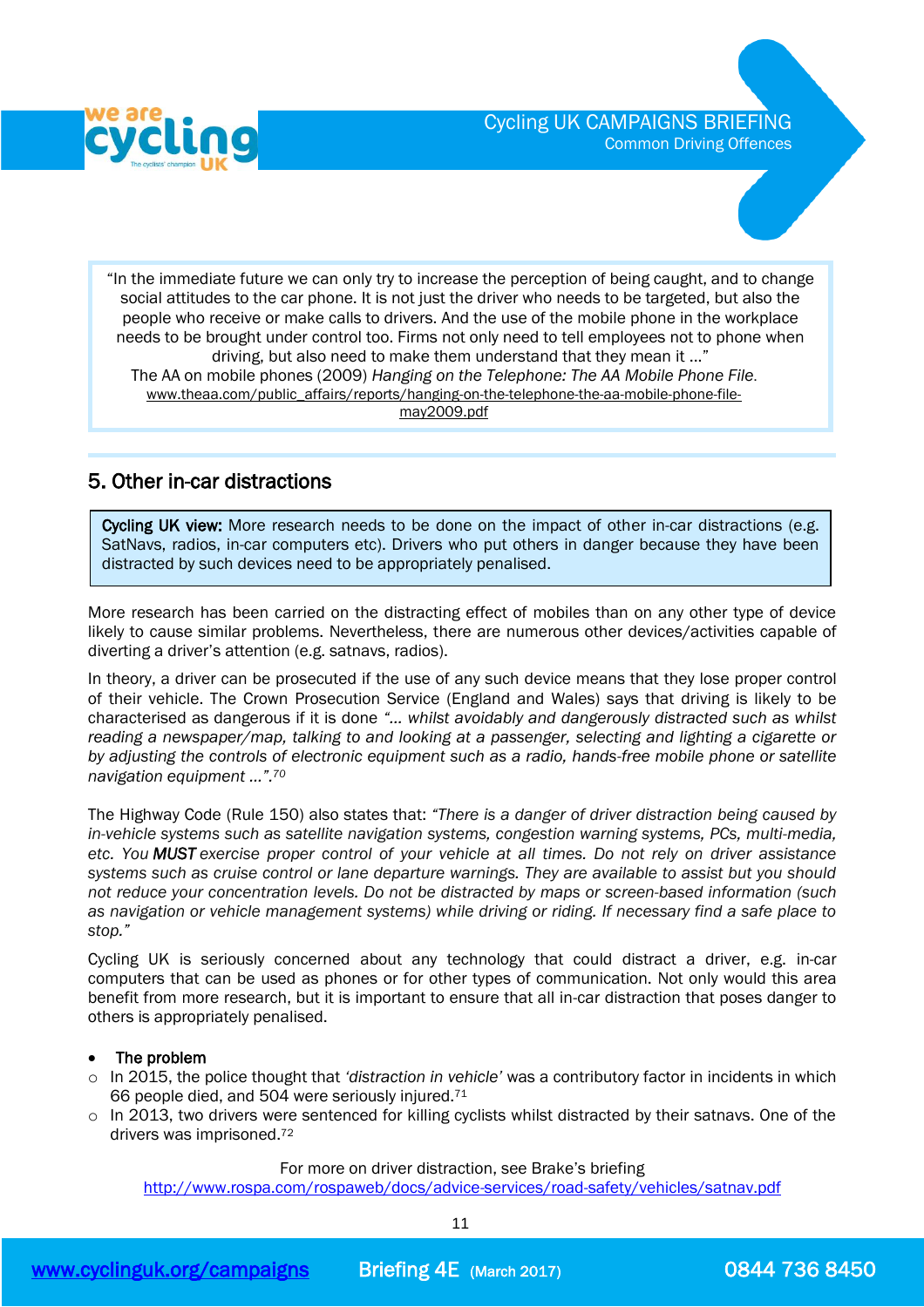"In the immediate future we can only try to increase the perception of being caught, and to change social attitudes to the car phone. It is not just the driver who needs to be targeted, but also the people who receive or make calls to drivers. And the use of the mobile phone in the workplace needs to be brought under control too. Firms not only need to tell employees not to phone when driving, but also need to make them understand that they mean it ..."
The AA on mobile phones (2009) *Hanging on the Telephone: The AA Mobile Phone File.*
www.theaa.com/public_affairs/reports/hanging-on-the-telephone-the-aa-mobile-phone-file-may2009.pdf

## 5. Other in-car distractions

> **Cycling UK view:** More research needs to be done on the impact of other in-car distractions (e.g. SatNavs, radios, in-car computers etc). Drivers who put others in danger because they have been distracted by such devices need to be appropriately penalised.

More research has been carried on the distracting effect of mobiles than on any other type of device likely to cause similar problems. Nevertheless, there are numerous other devices/activities capable of diverting a driver's attention (e.g. satnavs, radios).

In theory, a driver can be prosecuted if the use of any such device means that they lose proper control of their vehicle. The Crown Prosecution Service (England and Wales) says that driving is likely to be characterised as dangerous if it is done *"... whilst avoidably and dangerously distracted such as whilst reading a newspaper/map, talking to and looking at a passenger, selecting and lighting a cigarette or by adjusting the controls of electronic equipment such as a radio, hands-free mobile phone or satellite navigation equipment ...".*[70]

The Highway Code (Rule 150) also states that: *"There is a danger of driver distraction being caused by in-vehicle systems such as satellite navigation systems, congestion warning systems, PCs, multi-media, etc. You **MUST** exercise proper control of your vehicle at all times. Do not rely on driver assistance systems such as cruise control or lane departure warnings. They are available to assist but you should not reduce your concentration levels. Do not be distracted by maps or screen-based information (such as navigation or vehicle management systems) while driving or riding. If necessary find a safe place to stop."*

Cycling UK is seriously concerned about any technology that could distract a driver, e.g. in-car computers that can be used as phones or for other types of communication. Not only would this area benefit from more research, but it is important to ensure that all in-car distraction that poses danger to others is appropriately penalised.

- **The problem**
  - In 2015, the police thought that *'distraction in vehicle'* was a contributory factor in incidents in which 66 people died, and 504 were seriously injured.[71]
  - In 2013, two drivers were sentenced for killing cyclists whilst distracted by their satnavs. One of the drivers was imprisoned.[72]

For more on driver distraction, see Brake's briefing
http://www.rospa.com/rospaweb/docs/advice-services/road-safety/vehicles/satnav.pdf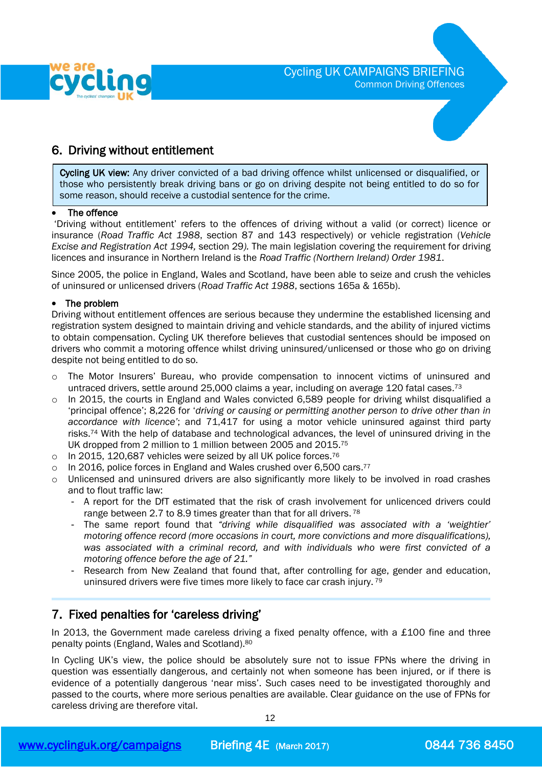## 6. Driving without entitlement

**Cycling UK view:** Any driver convicted of a bad driving offence whilst unlicensed or disqualified, or those who persistently break driving bans or go on driving despite not being entitled to do so for some reason, should receive a custodial sentence for the crime.

- **The offence**

'Driving without entitlement' refers to the offences of driving without a valid (or correct) licence or insurance (*Road Traffic Act 1988*, section 87 and 143 respectively) or vehicle registration (*Vehicle Excise and Registration Act 1994,* section 29*)*. The main legislation covering the requirement for driving licences and insurance in Northern Ireland is the *Road Traffic (Northern Ireland) Order 1981*.

Since 2005, the police in England, Wales and Scotland, have been able to seize and crush the vehicles of uninsured or unlicensed drivers (*Road Traffic Act 1988*, sections 165a & 165b).

- **The problem**

Driving without entitlement offences are serious because they undermine the established licensing and registration system designed to maintain driving and vehicle standards, and the ability of injured victims to obtain compensation. Cycling UK therefore believes that custodial sentences should be imposed on drivers who commit a motoring offence whilst driving uninsured/unlicensed or those who go on driving despite not being entitled to do so.

- The Motor Insurers' Bureau, who provide compensation to innocent victims of uninsured and untraced drivers, settle around 25,000 claims a year, including on average 120 fatal cases.[73]
- In 2015, the courts in England and Wales convicted 6,589 people for driving whilst disqualified a 'principal offence'; 8,226 for '*driving or causing or permitting another person to drive other than in accordance with licence*'; and 71,417 for using a motor vehicle uninsured against third party risks.[74] With the help of database and technological advances, the level of uninsured driving in the UK dropped from 2 million to 1 million between 2005 and 2015.[75]
- In 2015, 120,687 vehicles were seized by all UK police forces.[76]
- In 2016, police forces in England and Wales crushed over 6,500 cars.[77]
- Unlicensed and uninsured drivers are also significantly more likely to be involved in road crashes and to flout traffic law:
  - A report for the DfT estimated that the risk of crash involvement for unlicenced drivers could range between 2.7 to 8.9 times greater than that for all drivers.[78]
  - The same report found that *"driving while disqualified was associated with a 'weightier' motoring offence record (more occasions in court, more convictions and more disqualifications), was associated with a criminal record, and with individuals who were first convicted of a motoring offence before the age of 21."*
  - Research from New Zealand that found that, after controlling for age, gender and education, uninsured drivers were five times more likely to face car crash injury.[79]

## 7. Fixed penalties for 'careless driving'

In 2013, the Government made careless driving a fixed penalty offence, with a £100 fine and three penalty points (England, Wales and Scotland).[80]

In Cycling UK's view, the police should be absolutely sure not to issue FPNs where the driving in question was essentially dangerous, and certainly not when someone has been injured, or if there is evidence of a potentially dangerous 'near miss'. Such cases need to be investigated thoroughly and passed to the courts, where more serious penalties are available. Clear guidance on the use of FPNs for careless driving are therefore vital.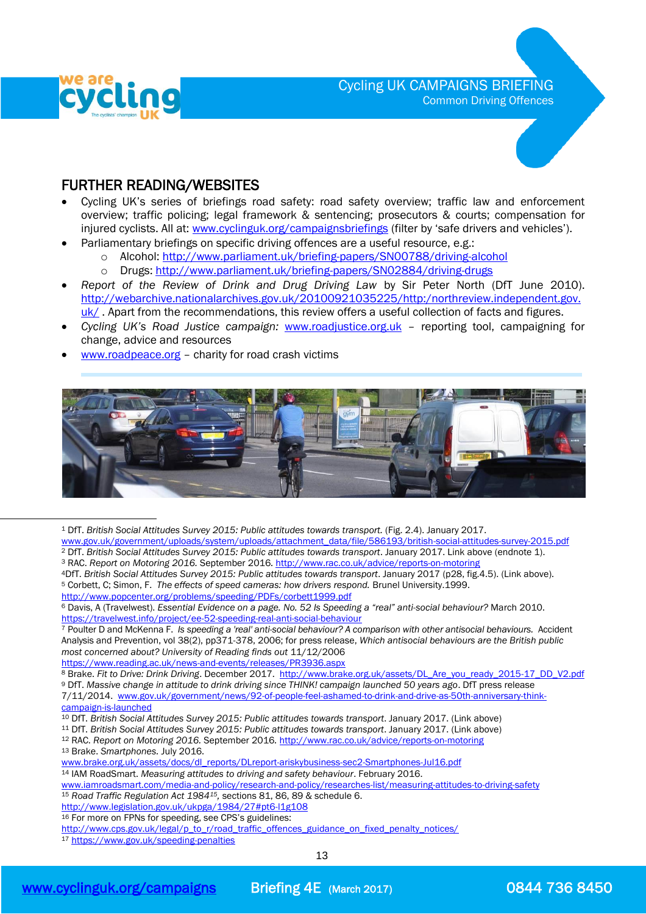## FURTHER READING/WEBSITES

- Cycling UK's series of briefings road safety: road safety overview; traffic law and enforcement overview; traffic policing; legal framework & sentencing; prosecutors & courts; compensation for injured cyclists. All at: www.cyclinguk.org/campaignsbriefings (filter by 'safe drivers and vehicles').
- Parliamentary briefings on specific driving offences are a useful resource, e.g.:
  - Alcohol: http://www.parliament.uk/briefing-papers/SN00788/driving-alcohol
  - Drugs: http://www.parliament.uk/briefing-papers/SN02884/driving-drugs
- *Report of the Review of Drink and Drug Driving Law* by Sir Peter North (DfT June 2010). http://webarchive.nationalarchives.gov.uk/20100921035225/http:/northreview.independent.gov.uk/ . Apart from the recommendations, this review offers a useful collection of facts and figures.
- *Cycling UK's Road Justice campaign:* www.roadjustice.org.uk – reporting tool, campaigning for change, advice and resources
- www.roadpeace.org – charity for road crash victims

---

[1] DfT. *British Social Attitudes Survey 2015: Public attitudes towards transport.* (Fig. 2.4). January 2017. www.gov.uk/government/uploads/system/uploads/attachment_data/file/586193/british-social-attitudes-survey-2015.pdf

[2] DfT. *British Social Attitudes Survey 2015: Public attitudes towards transport*. January 2017. Link above (endnote 1).

[3] RAC. *Report on Motoring 2016.* September 2016. http://www.rac.co.uk/advice/reports-on-motoring

[4] DfT. *British Social Attitudes Survey 2015: Public attitudes towards transport*. January 2017 (p28, fig.4.5). (Link above).

[5] Corbett, C; Simon, F. *The effects of speed cameras: how drivers respond.* Brunel University.1999. http://www.popcenter.org/problems/speeding/PDFs/corbett1999.pdf

[6] Davis, A (Travelwest). *Essential Evidence on a page. No. 52 Is Speeding a "real" anti-social behaviour?* March 2010. https://travelwest.info/project/ee-52-speeding-real-anti-social-behaviour

[7] Poulter D and McKenna F. *Is speeding a 'real' anti-social behaviour? A comparison with other antisocial behaviours.* Accident Analysis and Prevention, vol 38(2), pp371-378, 2006; for press release, *Which antisocial behaviours are the British public most concerned about? University of Reading finds out* 11/12/2006 https://www.reading.ac.uk/news-and-events/releases/PR3936.aspx

[8] Brake. *Fit to Drive: Drink Driving*. December 2017. http://www.brake.org.uk/assets/DL_Are_you_ready_2015-17_DD_V2.pdf

[9] DfT. *Massive change in attitude to drink driving since THINK! campaign launched 50 years ago*. DfT press release 7/11/2014. www.gov.uk/government/news/92-of-people-feel-ashamed-to-drink-and-drive-as-50th-anniversary-think-campaign-is-launched

[10] DfT. *British Social Attitudes Survey 2015: Public attitudes towards transport*. January 2017. (Link above)

[11] DfT. *British Social Attitudes Survey 2015: Public attitudes towards transport*. January 2017. (Link above)

[12] RAC. *Report on Motoring 2016*. September 2016. http://www.rac.co.uk/advice/reports-on-motoring

[13] Brake. *Smartphones.* July 2016. www.brake.org.uk/assets/docs/dl_reports/DLreport-ariskybusiness-sec2-Smartphones-Jul16.pdf

[14] IAM RoadSmart. *Measuring attitudes to driving and safety behaviour*. February 2016. www.iamroadsmart.com/media-and-policy/research-and-policy/researches-list/measuring-attitudes-to-driving-safety

[15] *Road Traffic Regulation Act 1984*[15], sections 81, 86, 89 & schedule 6. http://www.legislation.gov.uk/ukpga/1984/27#pt6-l1g108

[16] For more on FPNs for speeding, see CPS's guidelines: http://www.cps.gov.uk/legal/p_to_r/road_traffic_offences_guidance_on_fixed_penalty_notices/

[17] https://www.gov.uk/speeding-penalties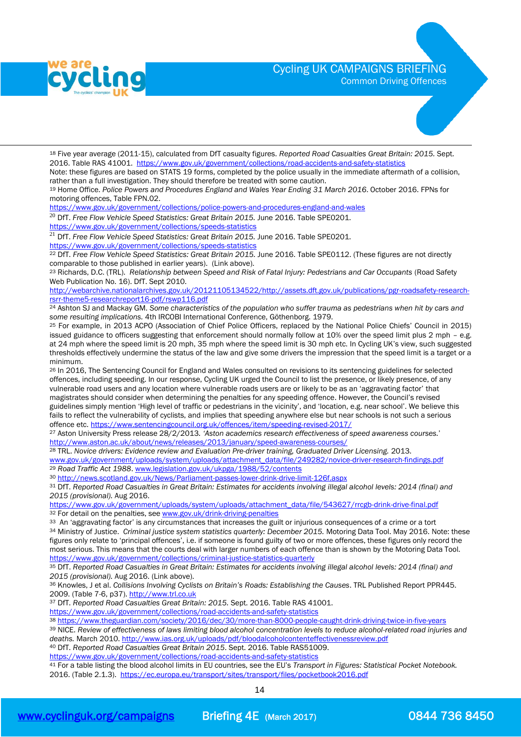[18] Five year average (2011-15), calculated from DfT casualty figures. *Reported Road Casualties Great Britain: 2015*. Sept. 2016. Table RAS 41001. https://www.gov.uk/government/collections/road-accidents-and-safety-statistics
Note: these figures are based on STATS 19 forms, completed by the police usually in the immediate aftermath of a collision, rather than a full investigation. They should therefore be treated with some caution.

[19] Home Office. *Police Powers and Procedures England and Wales Year Ending 31 March 2016*. October 2016. FPNs for motoring offences, Table FPN.02. https://www.gov.uk/government/collections/police-powers-and-procedures-england-and-wales

[20] DfT. *Free Flow Vehicle Speed Statistics: Great Britain 2015.* June 2016. Table SPE0201. https://www.gov.uk/government/collections/speeds-statistics

[21] DfT. *Free Flow Vehicle Speed Statistics: Great Britain 2015.* June 2016. Table SPE0201. https://www.gov.uk/government/collections/speeds-statistics

[22] DfT. *Free Flow Vehicle Speed Statistics: Great Britain 2015.* June 2016. Table SPE0112. (These figures are not directly comparable to those published in earlier years). (Link above).

[23] Richards, D.C. (TRL). *Relationship between Speed and Risk of Fatal Injury: Pedestrians and Car Occupants* (Road Safety Web Publication No. 16). DfT. Sept 2010. http://webarchive.nationalarchives.gov.uk/20121105134522/http://assets.dft.gov.uk/publications/pgr-roadsafety-research-rsrr-theme5-researchreport16-pdf/rswp116.pdf

[24] Ashton SJ and Mackay GM. *Some characteristics of the population who suffer trauma as pedestrians when hit by cars and some resulting implications.* 4th IRCOBI International Conference, Göthenborg. 1979.

[25] For example, in 2013 ACPO (Association of Chief Police Officers, replaced by the National Police Chiefs' Council in 2015) issued guidance to officers suggesting that enforcement should normally follow at 10% over the speed limit plus 2 mph – e.g. at 24 mph where the speed limit is 20 mph, 35 mph where the speed limit is 30 mph etc. In Cycling UK's view, such suggested thresholds effectively undermine the status of the law and give some drivers the impression that the speed limit is a target or a minimum.

[26] In 2016, The Sentencing Council for England and Wales consulted on revisions to its sentencing guidelines for selected offences, including speeding. In our response, Cycling UK urged the Council to list the presence, or likely presence, of any vulnerable road users and any location where vulnerable roads users are or likely to be as an 'aggravating factor' that magistrates should consider when determining the penalties for any speeding offence. However, the Council's revised guidelines simply mention 'High level of traffic or pedestrians in the vicinity', and 'location, e.g. near school'. We believe this fails to reflect the vulnerability of cyclists, and implies that speeding anywhere else but near schools is not such a serious offence etc. https://www.sentencingcouncil.org.uk/offences/item/speeding-revised-2017/

[27] Aston University Press release 28/2/2013. *'Aston academics research effectiveness of speed awareness courses.'* http://www.aston.ac.uk/about/news/releases/2013/january/speed-awareness-courses/

[28] TRL. *Novice drivers: Evidence review and Evaluation Pre-driver training, Graduated Driver Licensing.* 2013. www.gov.uk/government/uploads/system/uploads/attachment_data/file/249282/novice-driver-research-findings.pdf

[29] *Road Traffic Act 1988*. www.legislation.gov.uk/ukpga/1988/52/contents

[30] http://news.scotland.gov.uk/News/Parliament-passes-lower-drink-drive-limit-126f.aspx

[31] DfT. *Reported Road Casualties in Great Britain: Estimates for accidents involving illegal alcohol levels: 2014 (final) and 2015 (provisional).* Aug 2016. https://www.gov.uk/government/uploads/system/uploads/attachment_data/file/543627/rrcgb-drink-drive-final.pdf

[32] For detail on the penalties, see www.gov.uk/drink-driving-penalties

[33] An 'aggravating factor' is any circumstances that increases the guilt or injurious consequences of a crime or a tort

[34] Ministry of Justice. *Criminal justice system statistics quarterly: December 2015.* Motoring Data Tool. May 2016. Note: these figures only relate to 'principal offences', i.e. if someone is found guilty of two or more offences, these figures only record the most serious. This means that the courts deal with larger numbers of each offence than is shown by the Motoring Data Tool. https://www.gov.uk/government/collections/criminal-justice-statistics-quarterly

[35] DfT. *Reported Road Casualties in Great Britain: Estimates for accidents involving illegal alcohol levels: 2014 (final) and 2015 (provisional).* Aug 2016. (Link above).

[36] Knowles, J et al. *Collisions Involving Cyclists on Britain's Roads: Establishing the Causes*. TRL Published Report PPR445. 2009. (Table 7-6, p37). http://www.trl.co.uk

[37] DfT. *Reported Road Casualties Great Britain: 2015.* Sept. 2016. Table RAS 41001. https://www.gov.uk/government/collections/road-accidents-and-safety-statistics

[38] https://www.theguardian.com/society/2016/dec/30/more-than-8000-people-caught-drink-driving-twice-in-five-years

[39] NICE. *Review of effectiveness of laws limiting blood alcohol concentration levels to reduce alcohol-related road injuries and deaths.* March 2010. http://www.ias.org.uk/pdf/bloodalcoholcontenteffectivenessreview.pdf

[40] DfT. *Reported Road Casualties Great Britain 2015*. Sept. 2016. Table RAS51009. https://www.gov.uk/government/collections/road-accidents-and-safety-statistics

[41] For a table listing the blood alcohol limits in EU countries, see the EU's *Transport in Figures: Statistical Pocket Notebook.* 2016. (Table 2.1.3). https://ec.europa.eu/transport/sites/transport/files/pocketbook2016.pdf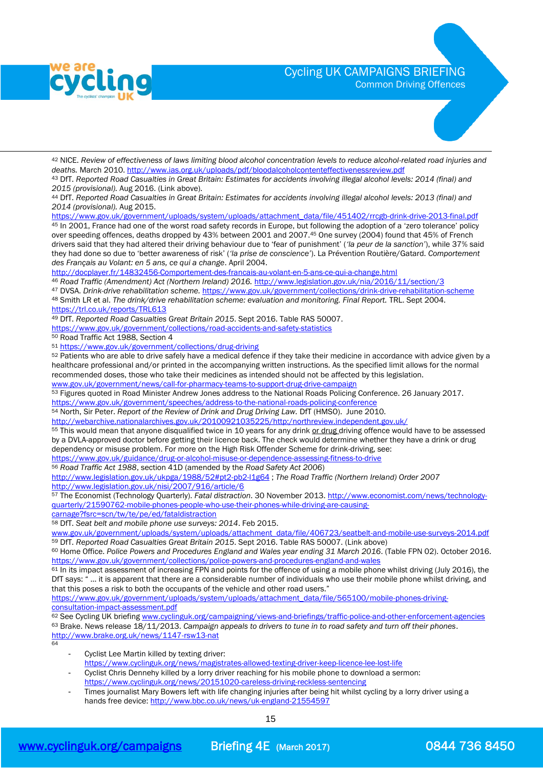[42] NICE. *Review of effectiveness of laws limiting blood alcohol concentration levels to reduce alcohol-related road injuries and deaths.* March 2010. http://www.ias.org.uk/uploads/pdf/bloodalcoholcontenteffectivenessreview.pdf

[43] DfT. *Reported Road Casualties in Great Britain: Estimates for accidents involving illegal alcohol levels: 2014 (final) and 2015 (provisional).* Aug 2016. (Link above).

[44] DfT. *Reported Road Casualties in Great Britain: Estimates for accidents involving illegal alcohol levels: 2013 (final) and 2014 (provisional).* Aug 2015. https://www.gov.uk/government/uploads/system/uploads/attachment_data/file/451402/rrcgb-drink-drive-2013-final.pdf

[45] In 2001, France had one of the worst road safety records in Europe, but following the adoption of a 'zero tolerance' policy over speeding offences, deaths dropped by 43% between 2001 and 2007.[45] One survey (2004) found that 45% of French drivers said that they had altered their driving behaviour due to 'fear of punishment' ('*la peur de la sanction*'), while 37% said they had done so due to 'better awareness of risk' ('*la prise de conscience*'). La Prévention Routière/Gatard. *Comportement des Français au Volant: en 5 ans, ce qui a change*. April 2004. http://docplayer.fr/14832456-Comportement-des-francais-au-volant-en-5-ans-ce-qui-a-change.html

[46] *Road Traffic (Amendment) Act (Northern Ireland) 2016.* http://www.legislation.gov.uk/nia/2016/11/section/3

[47] DVSA. *Drink-drive rehabilitation scheme.* https://www.gov.uk/government/collections/drink-drive-rehabilitation-scheme

[48] Smith LR et al. *The drink/drive rehabilitation scheme: evaluation and monitoring. Final Report.* TRL. Sept 2004. https://trl.co.uk/reports/TRL613

[49] DfT. *Reported Road Casualties Great Britain 2015*. Sept 2016. Table RAS 50007. https://www.gov.uk/government/collections/road-accidents-and-safety-statistics

[50] Road Traffic Act 1988, Section 4

[51] https://www.gov.uk/government/collections/drug-driving

[52] Patients who are able to drive safely have a medical defence if they take their medicine in accordance with advice given by a healthcare professional and/or printed in the accompanying written instructions. As the specified limit allows for the normal recommended doses, those who take their medicines as intended should not be affected by this legislation. www.gov.uk/government/news/call-for-pharmacy-teams-to-support-drug-drive-campaign

[53] Figures quoted in Road Minister Andrew Jones address to the National Roads Policing Conference. 26 January 2017. https://www.gov.uk/government/speeches/address-to-the-national-roads-policing-conference

[54] North, Sir Peter. *Report of the Review of Drink and Drug Driving Law.* DfT (HMSO). June 2010. http://webarchive.nationalarchives.gov.uk/20100921035225/http:/northreview.independent.gov.uk/

[55] This would mean that anyone disqualified twice in 10 years for any drink or drug driving offence would have to be assessed by a DVLA-approved doctor before getting their licence back. The check would determine whether they have a drink or drug dependency or misuse problem. For more on the High Risk Offender Scheme for drink-driving, see: https://www.gov.uk/guidance/drug-or-alcohol-misuse-or-dependence-assessing-fitness-to-drive

[56] *Road Traffic Act 1988*, section 41D (amended by the *Road Safety Act 2006*) http://www.legislation.gov.uk/ukpga/1988/52#pt2-pb2-l1g64 ; *The Road Traffic (Northern Ireland) Order 2007* http://www.legislation.gov.uk/nisi/2007/916/article/6

[57] The Economist (Technology Quarterly). *Fatal distraction*. 30 November 2013. http://www.economist.com/news/technology-quarterly/21590762-mobile-phones-people-who-use-their-phones-while-driving-are-causing-carnage?fsrc=scn/tw/te/pe/ed/fataldistraction

[58] DfT. *Seat belt and mobile phone use surveys: 2014*. Feb 2015. www.gov.uk/government/uploads/system/uploads/attachment_data/file/406723/seatbelt-and-mobile-use-surveys-2014.pdf

[59] DfT. *Reported Road Casualties Great Britain 2015*. Sept 2016. Table RAS 50007. (Link above)

[60] Home Office. *Police Powers and Procedures England and Wales year ending 31 March 2016*. (Table FPN 02). October 2016. https://www.gov.uk/government/collections/police-powers-and-procedures-england-and-wales

[61] In its impact assessment of increasing FPN and points for the offence of using a mobile phone whilst driving (July 2016), the DfT says: " … it is apparent that there are a considerable number of individuals who use their mobile phone whilst driving, and that this poses a risk to both the occupants of the vehicle and other road users." https://www.gov.uk/government/uploads/system/uploads/attachment_data/file/565100/mobile-phones-driving-consultation-impact-assessment.pdf

[62] See Cycling UK briefing www.cyclinguk.org/campaigning/views-and-briefings/traffic-police-and-other-enforcement-agencies

[63] Brake. News release 18/11/2013. *Campaign appeals to drivers to tune in to road safety and turn off their phones*. http://www.brake.org.uk/news/1147-rsw13-nat

[64]

- Cyclist Lee Martin killed by texting driver: https://www.cyclinguk.org/news/magistrates-allowed-texting-driver-keep-licence-lee-lost-life
- Cyclist Chris Dennehy killed by a lorry driver reaching for his mobile phone to download a sermon: https://www.cyclinguk.org/news/20151020-careless-driving-reckless-sentencing
- Times journalist Mary Bowers left with life changing injuries after being hit whilst cycling by a lorry driver using a hands free device: http://www.bbc.co.uk/news/uk-england-21554597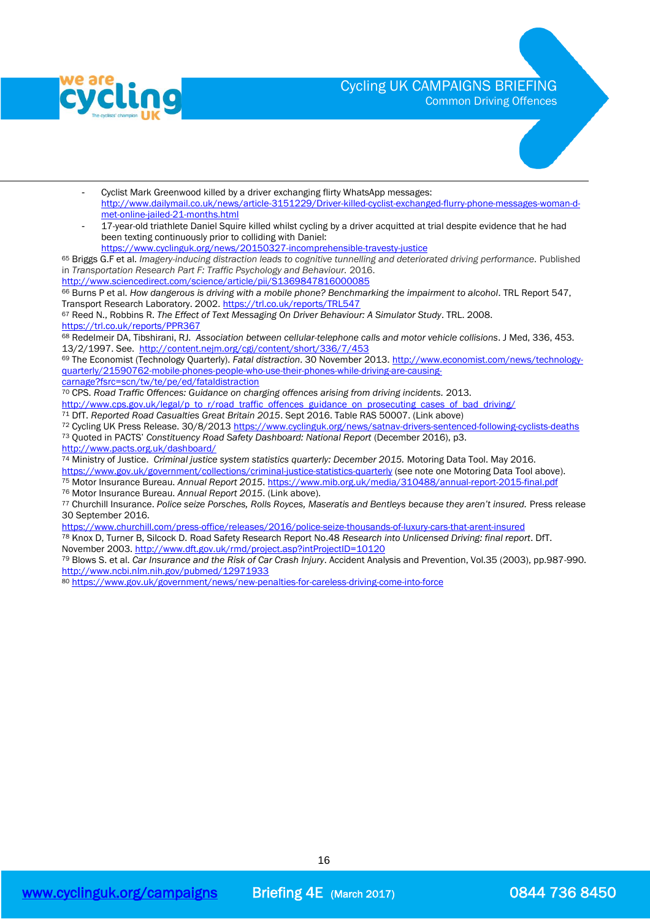- Cyclist Mark Greenwood killed by a driver exchanging flirty WhatsApp messages: http://www.dailymail.co.uk/news/article-3151229/Driver-killed-cyclist-exchanged-flurry-phone-messages-woman-d-met-online-jailed-21-months.html
- 17-year-old triathlete Daniel Squire killed whilst cycling by a driver acquitted at trial despite evidence that he had been texting continuously prior to colliding with Daniel: https://www.cyclinguk.org/news/20150327-incomprehensible-travesty-justice

[65] Briggs G.F et al. *Imagery-inducing distraction leads to cognitive tunnelling and deteriorated driving performance.* Published in *Transportation Research Part F: Traffic Psychology and Behaviour.* 2016. http://www.sciencedirect.com/science/article/pii/S1369847816000085

[66] Burns P et al. *How dangerous is driving with a mobile phone? Benchmarking the impairment to alcohol*. TRL Report 547, Transport Research Laboratory. 2002. https://trl.co.uk/reports/TRL547

[67] Reed N., Robbins R. *The Effect of Text Messaging On Driver Behaviour: A Simulator Study*. TRL. 2008. https://trl.co.uk/reports/PPR367

[68] Redelmeir DA, Tibshirani, RJ. *Association between cellular-telephone calls and motor vehicle collisions*. J Med, 336, 453. 13/2/1997. See. http://content.nejm.org/cgi/content/short/336/7/453

[69] The Economist (Technology Quarterly). *Fatal distraction*. 30 November 2013. http://www.economist.com/news/technology-quarterly/21590762-mobile-phones-people-who-use-their-phones-while-driving-are-causing-carnage?fsrc=scn/tw/te/pe/ed/fataldistraction

[70] CPS. *Road Traffic Offences: Guidance on charging offences arising from driving incidents*. 2013. http://www.cps.gov.uk/legal/p_to_r/road_traffic_offences_guidance_on_prosecuting_cases_of_bad_driving/

[71] DfT. *Reported Road Casualties Great Britain 2015*. Sept 2016. Table RAS 50007. (Link above)

[72] Cycling UK Press Release. 30/8/2013 https://www.cyclinguk.org/news/satnav-drivers-sentenced-following-cyclists-deaths

[73] Quoted in PACTS' *Constituency Road Safety Dashboard: National Report* (December 2016), p3. http://www.pacts.org.uk/dashboard/

[74] Ministry of Justice. *Criminal justice system statistics quarterly: December 2015.* Motoring Data Tool. May 2016. https://www.gov.uk/government/collections/criminal-justice-statistics-quarterly (see note one Motoring Data Tool above).

[75] Motor Insurance Bureau. *Annual Report 2015*. https://www.mib.org.uk/media/310488/annual-report-2015-final.pdf

[76] Motor Insurance Bureau. *Annual Report 2015*. (Link above).

[77] Churchill Insurance. *Police seize Porsches, Rolls Royces, Maseratis and Bentleys because they aren't insured.* Press release 30 September 2016. https://www.churchill.com/press-office/releases/2016/police-seize-thousands-of-luxury-cars-that-arent-insured

[78] Knox D, Turner B, Silcock D. Road Safety Research Report No.48 *Research into Unlicensed Driving: final report*. DfT. November 2003. http://www.dft.gov.uk/rmd/project.asp?intProjectID=10120

[79] Blows S. et al. *Car Insurance and the Risk of Car Crash Injury*. Accident Analysis and Prevention, Vol.35 (2003), pp.987-990. http://www.ncbi.nlm.nih.gov/pubmed/12971933

[80] https://www.gov.uk/government/news/new-penalties-for-careless-driving-come-into-force